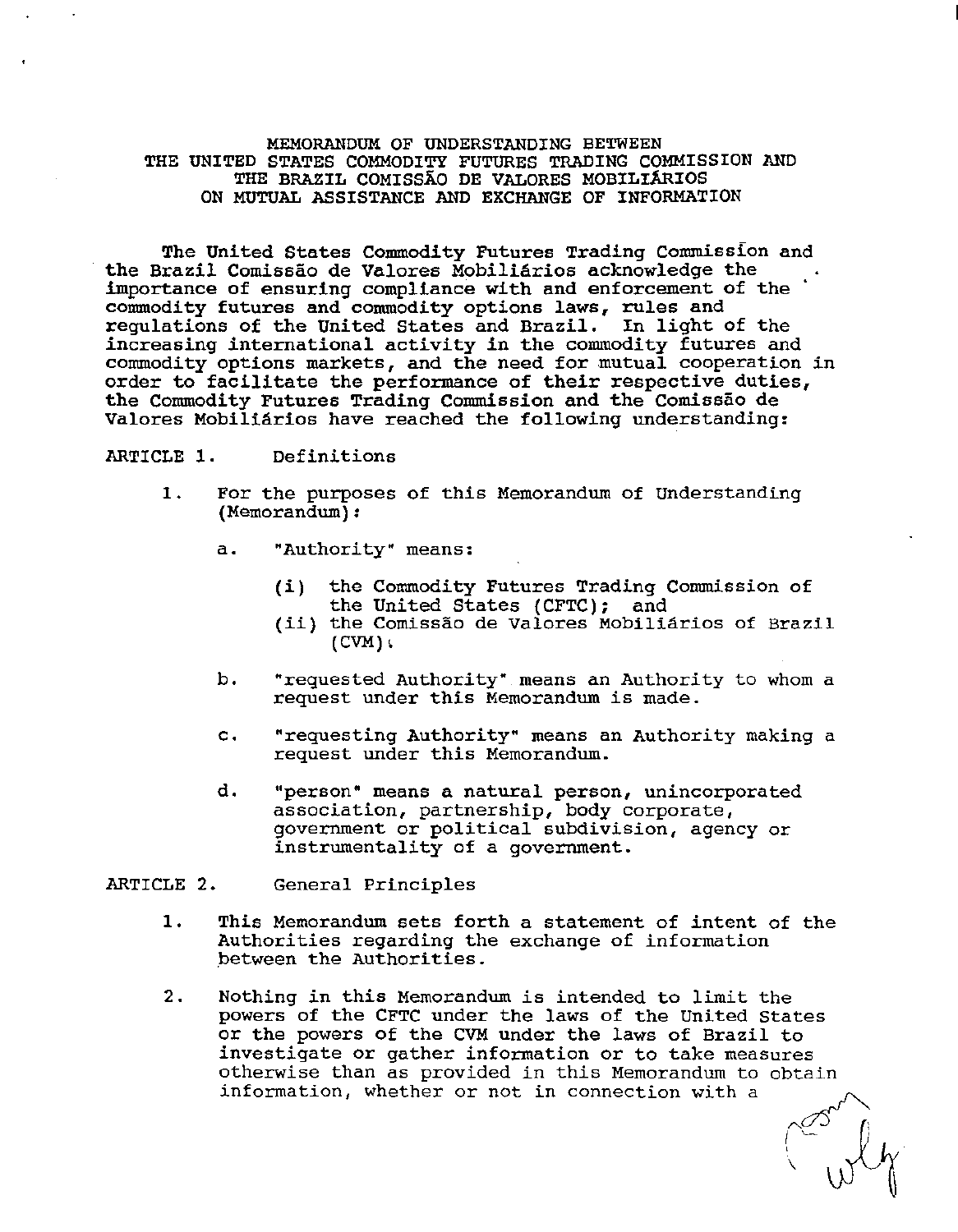# MEMORANDUM OF UNDERSTANDING BETWEEN THE UNITED STATES COMMODITY FUTURES TRADING COMMISSION AND THE BRAZIL COMISSÃO DE VALORES MOBILIÁRIOS ON MUTUAL ASSISTANCE AND EXCHANGE OF INFORMATION

The United States Commodity Futures Trading Commission and the Brazil Comissão de Valores Mobiliários acknowledge the importance of ensuring compliance with and enforcement of the commodity futures and commodity options laws, rules and regulations of the United States and Brazil. In light of the increasing international activity in the commodity futures and commodity options markets, and the need for mutual cooperation in order to facilitate the performance of their respective duties, the Commodity Futures Trading Commission and the Comissão de Valores Mobiliários have reached the following understanding:

## ARTICLE 1. Definitions

1. For the purposes of this Memorandum of Understanding (Memorandum):

   a. "Authority" means:

      (i) the Commodity Futures Trading Commission of the United States (CFTC); and

      (ii) the Comissão de Valores Mobiliários of Brazil (CVM);

   b. "requested Authority" means an Authority to whom a request under this Memorandum is made.

   c. "requesting Authority" means an Authority making a request under this Memorandum.

   d. "person" means a natural person, unincorporated association, partnership, body corporate, government or political subdivision, agency or instrumentality of a government.

## ARTICLE 2. General Principles

1. This Memorandum sets forth a statement of intent of the Authorities regarding the exchange of information between the Authorities.

2. Nothing in this Memorandum is intended to limit the powers of the CFTC under the laws of the United States or the powers of the CVM under the laws of Brazil to investigate or gather information or to take measures otherwise than as provided in this Memorandum to obtain information, whether or not in connection with a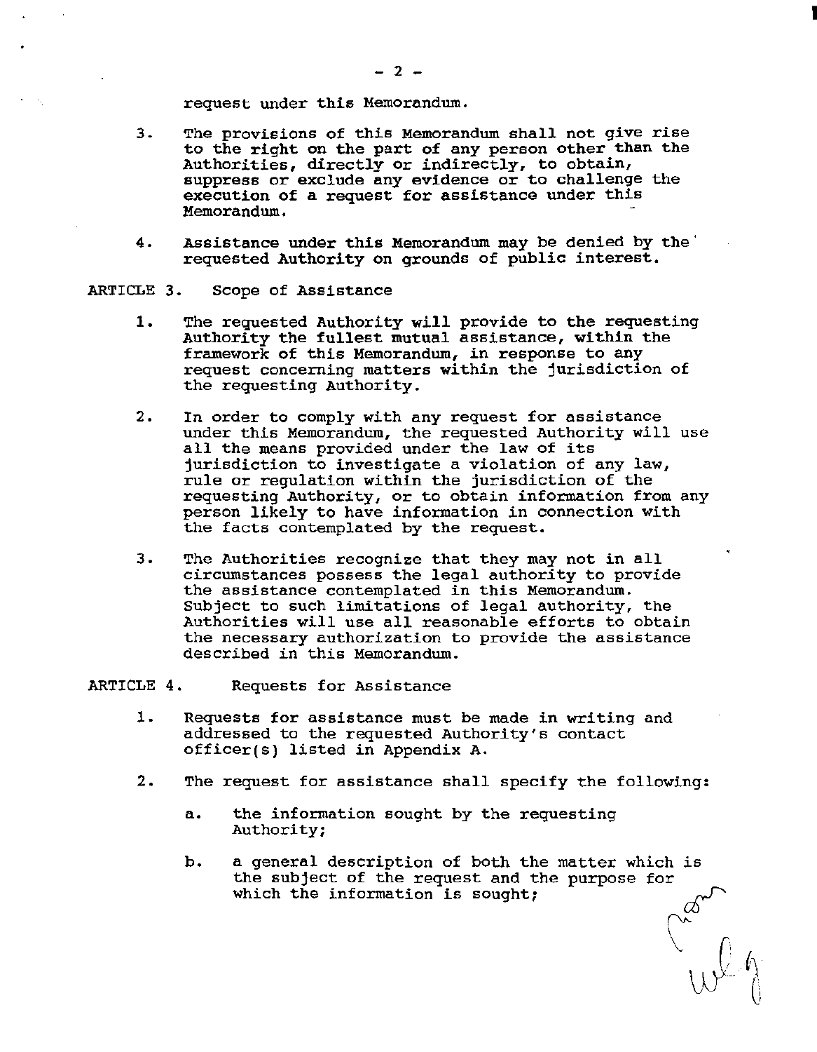request under this Memorandum.

3. The provisions of this Memorandum shall not give rise to the right on the part of any person other than the Authorities, directly or indirectly, to obtain, suppress or exclude any evidence or to challenge the execution of a request for assistance under this Memorandum.

4. Assistance under this Memorandum may be denied by the requested Authority on grounds of public interest.

ARTICLE 3. Scope of Assistance

1. The requested Authority will provide to the requesting Authority the fullest mutual assistance, within the framework of this Memorandum, in response to any request concerning matters within the jurisdiction of the requesting Authority.

2. In order to comply with any request for assistance under this Memorandum, the requested Authority will use all the means provided under the law of its jurisdiction to investigate a violation of any law, rule or regulation within the jurisdiction of the requesting Authority, or to obtain information from any person likely to have information in connection with the facts contemplated by the request.

3. The Authorities recognize that they may not in all circumstances possess the legal authority to provide the assistance contemplated in this Memorandum. Subject to such limitations of legal authority, the Authorities will use all reasonable efforts to obtain the necessary authorization to provide the assistance described in this Memorandum.

ARTICLE 4. Requests for Assistance

1. Requests for assistance must be made in writing and addressed to the requested Authority's contact officer(s) listed in Appendix A.

2. The request for assistance shall specify the following:

   a. the information sought by the requesting Authority;

   b. a general description of both the matter which is the subject of the request and the purpose for which the information is sought;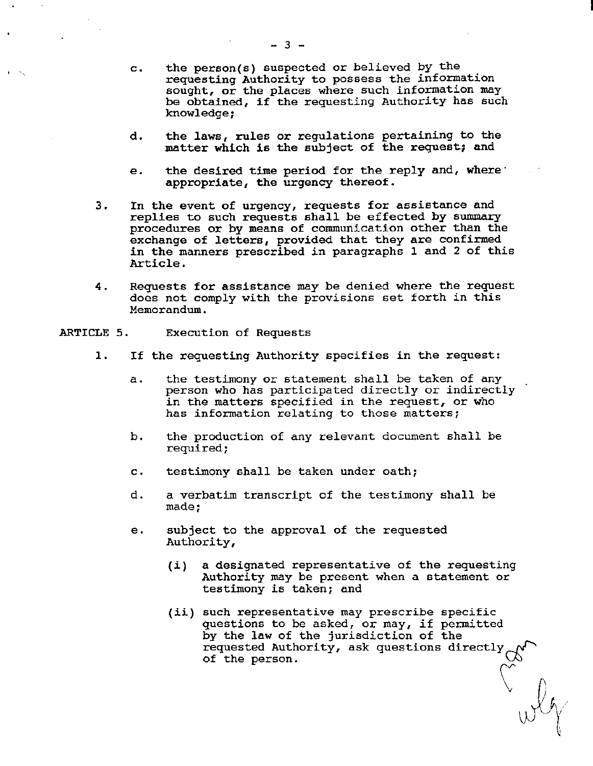c. the person(s) suspected or believed by the requesting Authority to possess the information sought, or the places where such information may be obtained, if the requesting Authority has such knowledge;

d. the laws, rules or regulations pertaining to the matter which is the subject of the request; and

e. the desired time period for the reply and, where appropriate, the urgency thereof.

3. In the event of urgency, requests for assistance and replies to such requests shall be effected by summary procedures or by means of communication other than the exchange of letters, provided that they are confirmed in the manners prescribed in paragraphs 1 and 2 of this Article.

4. Requests for assistance may be denied where the request does not comply with the provisions set forth in this Memorandum.

ARTICLE 5. Execution of Requests

1. If the requesting Authority specifies in the request:

   a. the testimony or statement shall be taken of any person who has participated directly or indirectly in the matters specified in the request, or who has information relating to those matters;

   b. the production of any relevant document shall be required;

   c. testimony shall be taken under oath;

   d. a verbatim transcript of the testimony shall be made;

   e. subject to the approval of the requested Authority,

      (i) a designated representative of the requesting Authority may be present when a statement or testimony is taken; and

      (ii) such representative may prescribe specific questions to be asked, or may, if permitted by the law of the jurisdiction of the requested Authority, ask questions directly of the person.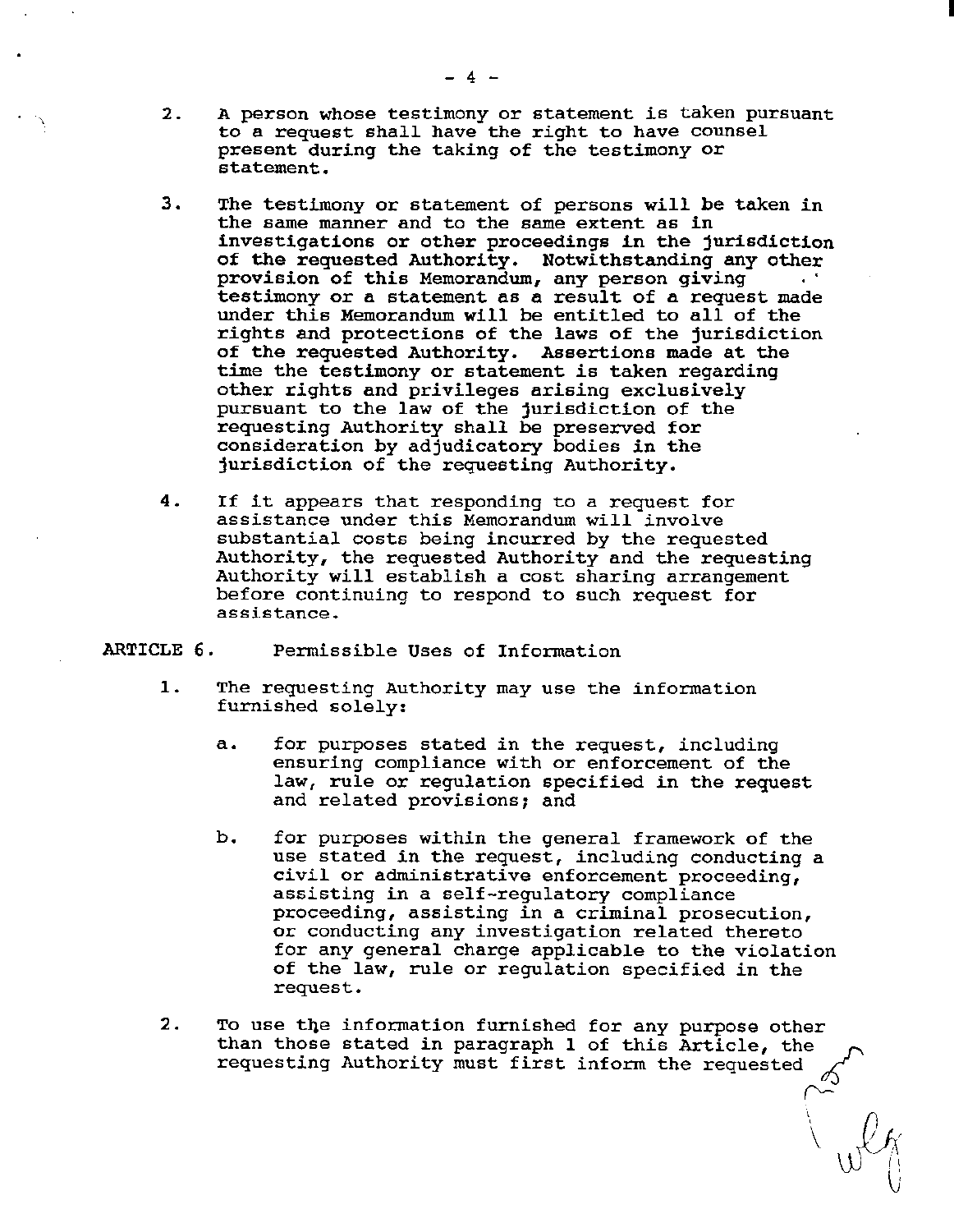2. A person whose testimony or statement is taken pursuant to a request shall have the right to have counsel present during the taking of the testimony or statement.

3. The testimony or statement of persons will be taken in the same manner and to the same extent as in investigations or other proceedings in the jurisdiction of the requested Authority. Notwithstanding any other provision of this Memorandum, any person giving testimony or a statement as a result of a request made under this Memorandum will be entitled to all of the rights and protections of the laws of the jurisdiction of the requested Authority. Assertions made at the time the testimony or statement is taken regarding other rights and privileges arising exclusively pursuant to the law of the jurisdiction of the requesting Authority shall be preserved for consideration by adjudicatory bodies in the jurisdiction of the requesting Authority.

4. If it appears that responding to a request for assistance under this Memorandum will involve substantial costs being incurred by the requested Authority, the requested Authority and the requesting Authority will establish a cost sharing arrangement before continuing to respond to such request for assistance.

ARTICLE 6. Permissible Uses of Information

1. The requesting Authority may use the information furnished solely:

   a. for purposes stated in the request, including ensuring compliance with or enforcement of the law, rule or regulation specified in the request and related provisions; and

   b. for purposes within the general framework of the use stated in the request, including conducting a civil or administrative enforcement proceeding, assisting in a self-regulatory compliance proceeding, assisting in a criminal prosecution, or conducting any investigation related thereto for any general charge applicable to the violation of the law, rule or regulation specified in the request.

2. To use the information furnished for any purpose other than those stated in paragraph 1 of this Article, the requesting Authority must first inform the requested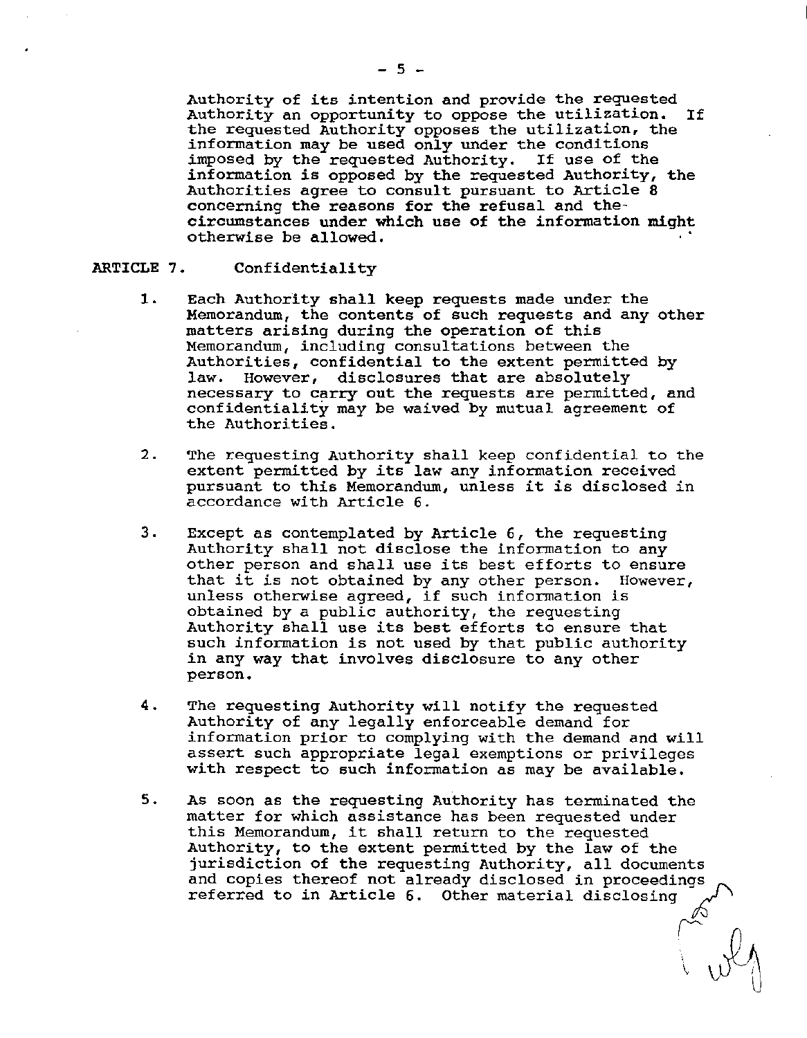Authority of its intention and provide the requested Authority an opportunity to oppose the utilization. If the requested Authority opposes the utilization, the information may be used only under the conditions imposed by the requested Authority. If use of the information is opposed by the requested Authority, the Authorities agree to consult pursuant to Article 8 concerning the reasons for the refusal and the circumstances under which use of the information might otherwise be allowed.

## ARTICLE 7. Confidentiality

1. Each Authority shall keep requests made under the Memorandum, the contents of such requests and any other matters arising during the operation of this Memorandum, including consultations between the Authorities, confidential to the extent permitted by law. However, disclosures that are absolutely necessary to carry out the requests are permitted, and confidentiality may be waived by mutual agreement of the Authorities.

2. The requesting Authority shall keep confidential to the extent permitted by its law any information received pursuant to this Memorandum, unless it is disclosed in accordance with Article 6.

3. Except as contemplated by Article 6, the requesting Authority shall not disclose the information to any other person and shall use its best efforts to ensure that it is not obtained by any other person. However, unless otherwise agreed, if such information is obtained by a public authority, the requesting Authority shall use its best efforts to ensure that such information is not used by that public authority in any way that involves disclosure to any other person.

4. The requesting Authority will notify the requested Authority of any legally enforceable demand for information prior to complying with the demand and will assert such appropriate legal exemptions or privileges with respect to such information as may be available.

5. As soon as the requesting Authority has terminated the matter for which assistance has been requested under this Memorandum, it shall return to the requested Authority, to the extent permitted by the law of the jurisdiction of the requesting Authority, all documents and copies thereof not already disclosed in proceedings referred to in Article 6. Other material disclosing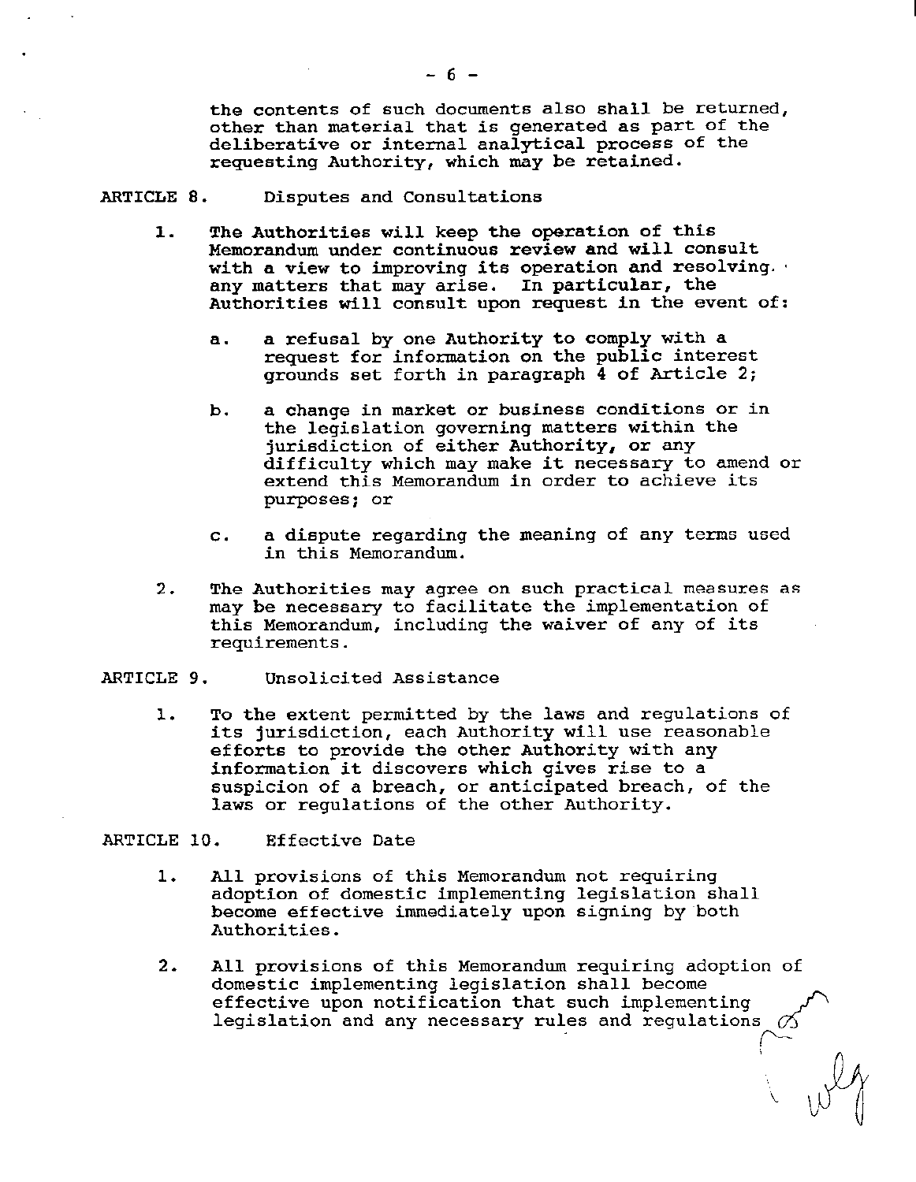the contents of such documents also shall be returned, other than material that is generated as part of the deliberative or internal analytical process of the requesting Authority, which may be retained.

ARTICLE 8. Disputes and Consultations

1. The Authorities will keep the operation of this Memorandum under continuous review and will consult with a view to improving its operation and resolving any matters that may arise. In particular, the Authorities will consult upon request in the event of:

   a. a refusal by one Authority to comply with a request for information on the public interest grounds set forth in paragraph 4 of Article 2;

   b. a change in market or business conditions or in the legislation governing matters within the jurisdiction of either Authority, or any difficulty which may make it necessary to amend or extend this Memorandum in order to achieve its purposes; or

   c. a dispute regarding the meaning of any terms used in this Memorandum.

2. The Authorities may agree on such practical measures as may be necessary to facilitate the implementation of this Memorandum, including the waiver of any of its requirements.

ARTICLE 9. Unsolicited Assistance

1. To the extent permitted by the laws and regulations of its jurisdiction, each Authority will use reasonable efforts to provide the other Authority with any information it discovers which gives rise to a suspicion of a breach, or anticipated breach, of the laws or regulations of the other Authority.

ARTICLE 10. Effective Date

1. All provisions of this Memorandum not requiring adoption of domestic implementing legislation shall become effective immediately upon signing by both Authorities.

2. All provisions of this Memorandum requiring adoption of domestic implementing legislation shall become effective upon notification that such implementing legislation and any necessary rules and regulations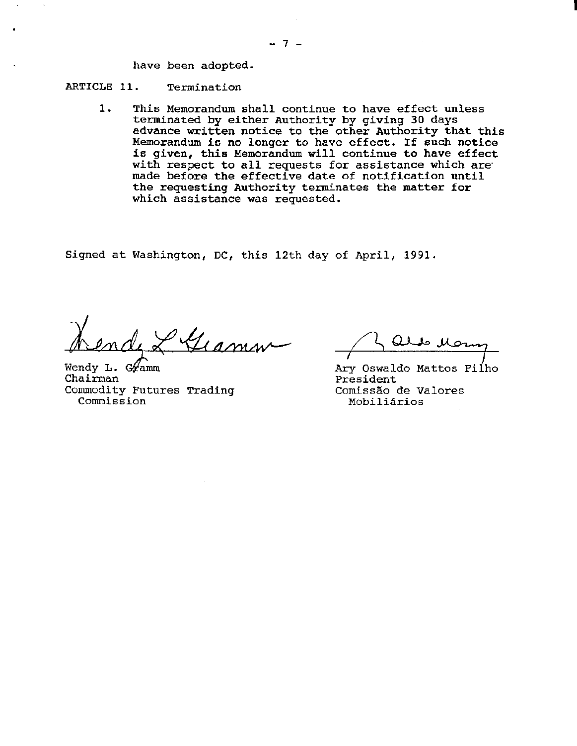have been adopted.

ARTICLE 11. Termination

1. This Memorandum shall continue to have effect unless terminated by either Authority by giving 30 days advance written notice to the other Authority that this Memorandum is no longer to have effect. If such notice is given, this Memorandum will continue to have effect with respect to all requests for assistance which are made before the effective date of notification until the requesting Authority terminates the matter for which assistance was requested.

Signed at Washington, DC, this 12th day of April, 1991.

Wendy L. Gramm
Chairman
Commodity Futures Trading Commission

Ary Oswaldo Mattos Filho
President
Comissão de Valores Mobiliários